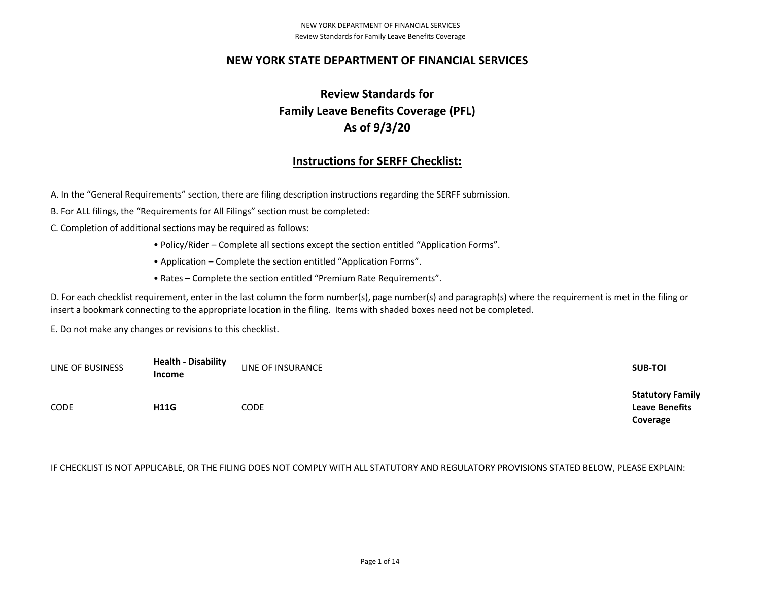# NEW YORK STATE DEPARTMENT OF FINANCIAL SERVICES

## Review Standards for Family Leave Benefits Coverage (PFL) As of 9/3/20

### Instructions for SERFF Checklist:

A. In the "General Requirements" section, there are filing description instructions regarding the SERFF submission.

B. For ALL filings, the "Requirements for All Filings" section must be completed:

C. Completion of additional sections may be required as follows:

- Policy/Rider – Complete all sections except the section entitled "Application Forms".
- Application – Complete the section entitled "Application Forms".
- Rates – Complete the section entitled "Premium Rate Requirements".

D. For each checklist requirement, enter in the last column the form number(s), page number(s) and paragraph(s) where the requirement is met in the filing or insert a bookmark connecting to the appropriate location in the filing. Items with shaded boxes need not be completed.

E. Do not make any changes or revisions to this checklist.

| | | | |
|---|---|---|---|
| LINE OF BUSINESS | **Health - Disability Income** | LINE OF INSURANCE | **SUB-TOI** |
| CODE | **H11G** | CODE | **Statutory Family Leave Benefits Coverage** |

IF CHECKLIST IS NOT APPLICABLE, OR THE FILING DOES NOT COMPLY WITH ALL STATUTORY AND REGULATORY PROVISIONS STATED BELOW, PLEASE EXPLAIN: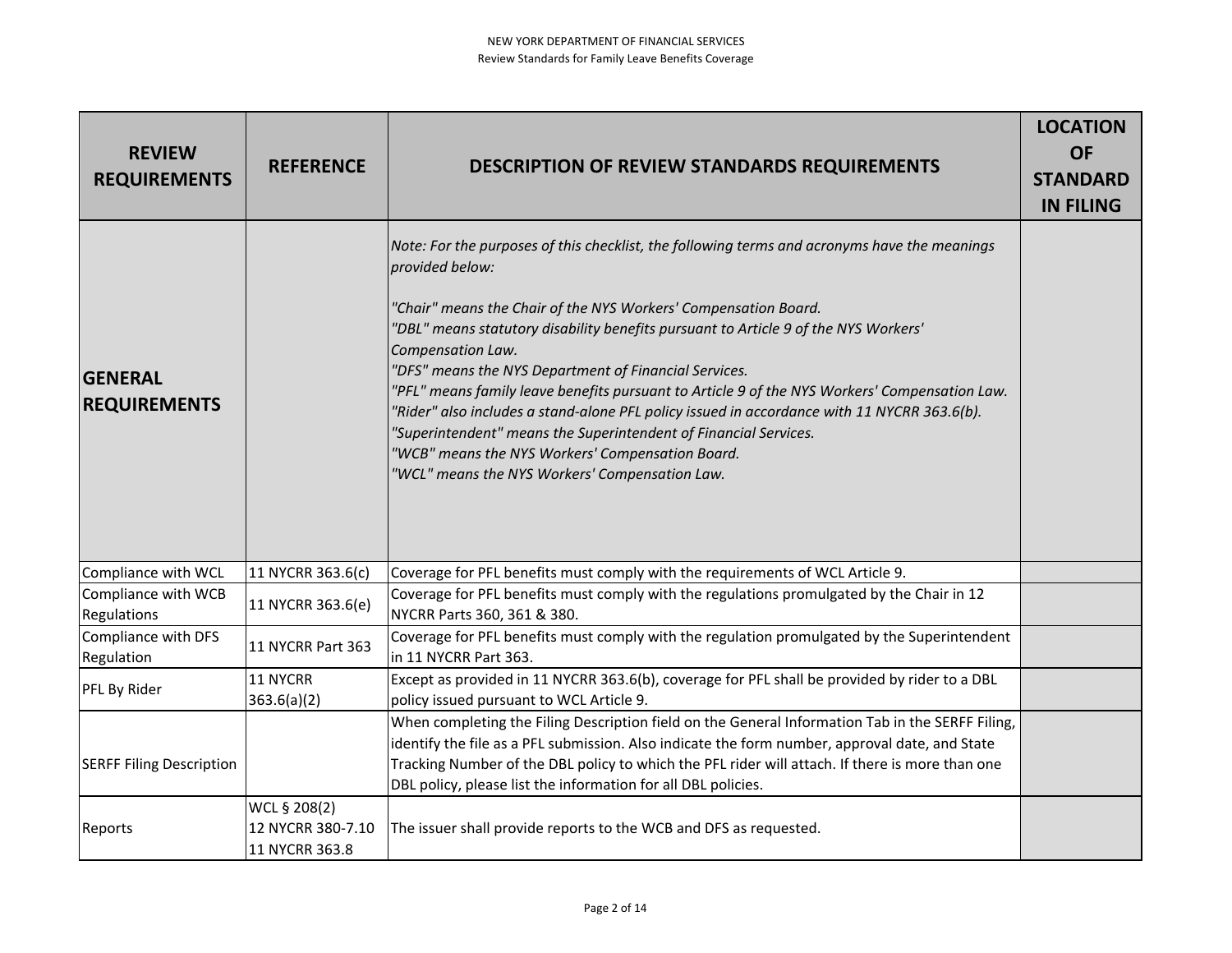| REVIEW REQUIREMENTS | REFERENCE | DESCRIPTION OF REVIEW STANDARDS REQUIREMENTS | LOCATION OF STANDARD IN FILING |
|---|---|---|---|
| **GENERAL REQUIREMENTS** | | *Note: For the purposes of this checklist, the following terms and acronyms have the meanings provided below:*<br><br>*"Chair" means the Chair of the NYS Workers' Compensation Board.*<br>*"DBL" means statutory disability benefits pursuant to Article 9 of the NYS Workers' Compensation Law.*<br>*"DFS" means the NYS Department of Financial Services.*<br>*"PFL" means family leave benefits pursuant to Article 9 of the NYS Workers' Compensation Law.*<br>*"Rider" also includes a stand-alone PFL policy issued in accordance with 11 NYCRR 363.6(b).*<br>*"Superintendent" means the Superintendent of Financial Services.*<br>*"WCB" means the NYS Workers' Compensation Board.*<br>*"WCL" means the NYS Workers' Compensation Law.* | |
| Compliance with WCL | 11 NYCRR 363.6(c) | Coverage for PFL benefits must comply with the requirements of WCL Article 9. | |
| Compliance with WCB Regulations | 11 NYCRR 363.6(e) | Coverage for PFL benefits must comply with the regulations promulgated by the Chair in 12 NYCRR Parts 360, 361 & 380. | |
| Compliance with DFS Regulation | 11 NYCRR Part 363 | Coverage for PFL benefits must comply with the regulation promulgated by the Superintendent in 11 NYCRR Part 363. | |
| PFL By Rider | 11 NYCRR 363.6(a)(2) | Except as provided in 11 NYCRR 363.6(b), coverage for PFL shall be provided by rider to a DBL policy issued pursuant to WCL Article 9. | |
| SERFF Filing Description | | When completing the Filing Description field on the General Information Tab in the SERFF Filing, identify the file as a PFL submission. Also indicate the form number, approval date, and State Tracking Number of the DBL policy to which the PFL rider will attach. If there is more than one DBL policy, please list the information for all DBL policies. | |
| Reports | WCL § 208(2)<br>12 NYCRR 380-7.10<br>11 NYCRR 363.8 | The issuer shall provide reports to the WCB and DFS as requested. | |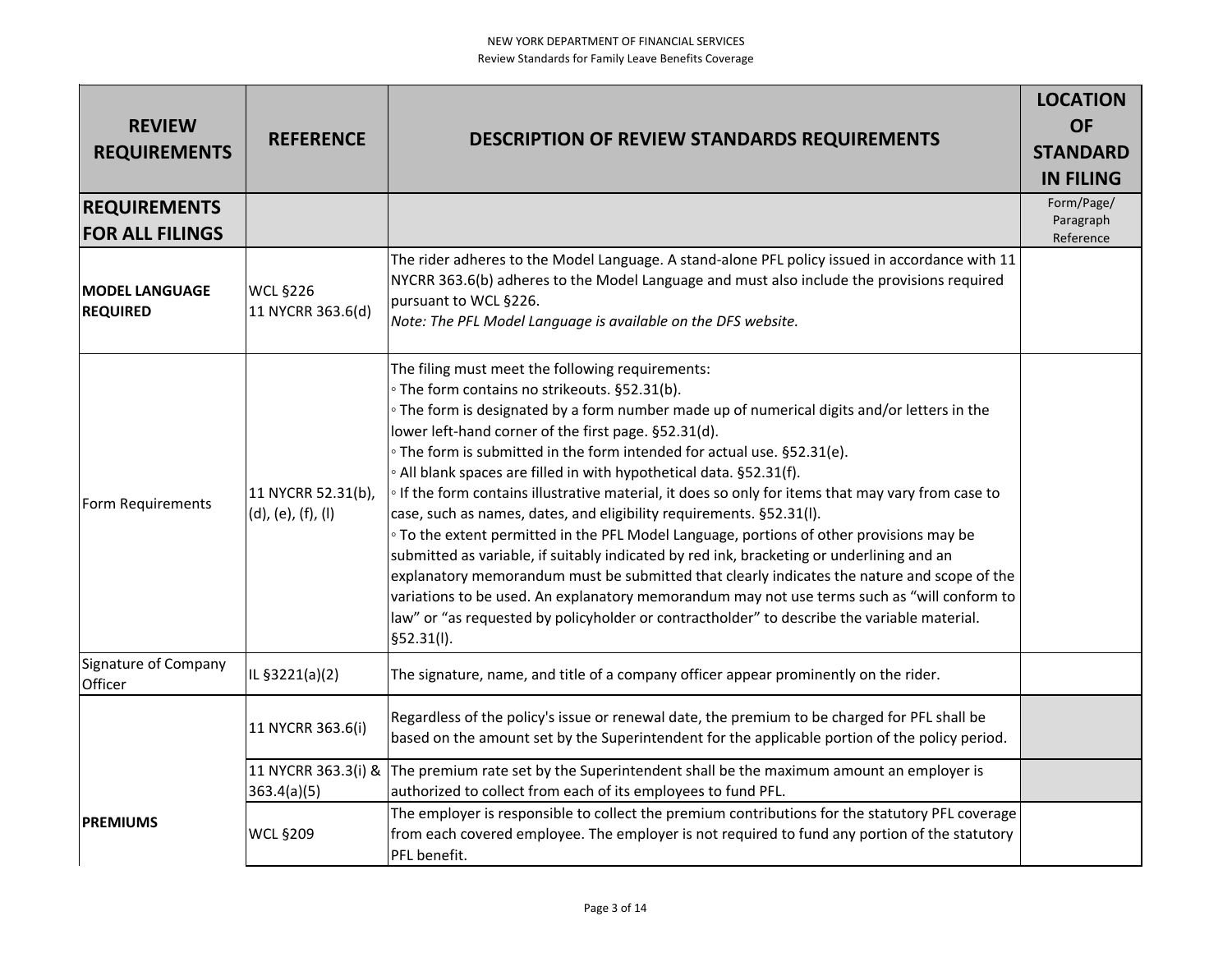| REVIEW REQUIREMENTS | REFERENCE | DESCRIPTION OF REVIEW STANDARDS REQUIREMENTS | LOCATION OF STANDARD IN FILING |
|---|---|---|---|
| **REQUIREMENTS FOR ALL FILINGS** | | | Form/Page/ Paragraph Reference |
| **MODEL LANGUAGE REQUIRED** | WCL §226<br>11 NYCRR 363.6(d) | The rider adheres to the Model Language. A stand-alone PFL policy issued in accordance with 11 NYCRR 363.6(b) adheres to the Model Language and must also include the provisions required pursuant to WCL §226.<br>*Note: The PFL Model Language is available on the DFS website.* | |
| Form Requirements | 11 NYCRR 52.31(b), (d), (e), (f), (l) | The filing must meet the following requirements:<br>◦ The form contains no strikeouts. §52.31(b).<br>◦ The form is designated by a form number made up of numerical digits and/or letters in the lower left-hand corner of the first page. §52.31(d).<br>◦ The form is submitted in the form intended for actual use. §52.31(e).<br>◦ All blank spaces are filled in with hypothetical data. §52.31(f).<br>◦ If the form contains illustrative material, it does so only for items that may vary from case to case, such as names, dates, and eligibility requirements. §52.31(l).<br>◦ To the extent permitted in the PFL Model Language, portions of other provisions may be submitted as variable, if suitably indicated by red ink, bracketing or underlining and an explanatory memorandum must be submitted that clearly indicates the nature and scope of the variations to be used. An explanatory memorandum may not use terms such as "will conform to law" or "as requested by policyholder or contractholder" to describe the variable material. §52.31(l). | |
| Signature of Company Officer | IL §3221(a)(2) | The signature, name, and title of a company officer appear prominently on the rider. | |
| **PREMIUMS** | 11 NYCRR 363.6(i) | Regardless of the policy's issue or renewal date, the premium to be charged for PFL shall be based on the amount set by the Superintendent for the applicable portion of the policy period. | |
| | 11 NYCRR 363.3(i) & 363.4(a)(5) | The premium rate set by the Superintendent shall be the maximum amount an employer is authorized to collect from each of its employees to fund PFL. | |
| | WCL §209 | The employer is responsible to collect the premium contributions for the statutory PFL coverage from each covered employee. The employer is not required to fund any portion of the statutory PFL benefit. | |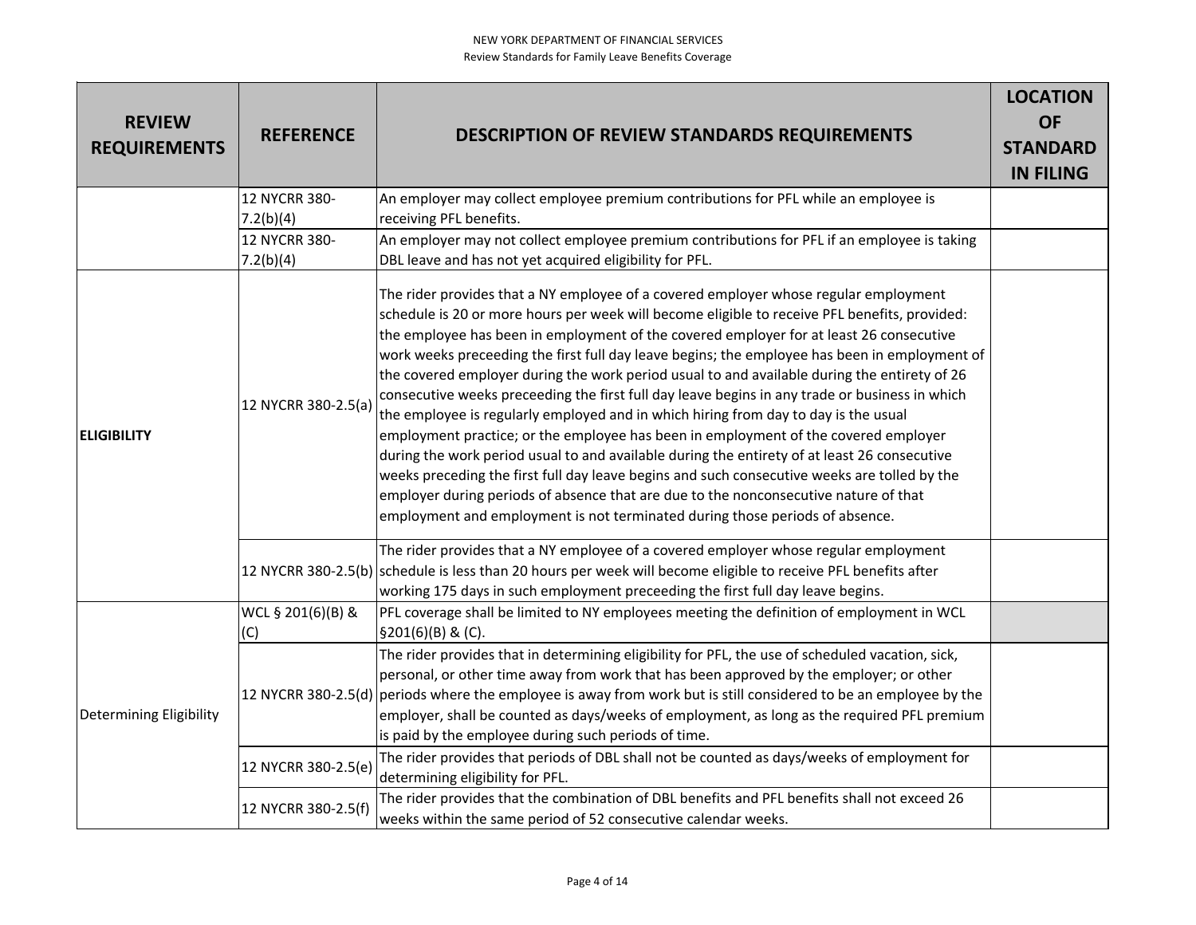| REVIEW REQUIREMENTS | REFERENCE | DESCRIPTION OF REVIEW STANDARDS REQUIREMENTS | LOCATION OF STANDARD IN FILING |
|---|---|---|---|
| | 12 NYCRR 380-7.2(b)(4) | An employer may collect employee premium contributions for PFL while an employee is receiving PFL benefits. | |
| | 12 NYCRR 380-7.2(b)(4) | An employer may not collect employee premium contributions for PFL if an employee is taking DBL leave and has not yet acquired eligibility for PFL. | |
| **ELIGIBILITY** | 12 NYCRR 380-2.5(a) | The rider provides that a NY employee of a covered employer whose regular employment schedule is 20 or more hours per week will become eligible to receive PFL benefits, provided: the employee has been in employment of the covered employer for at least 26 consecutive work weeks preceeding the first full day leave begins; the employee has been in employment of the covered employer during the work period usual to and available during the entirety of 26 consecutive weeks preceeding the first full day leave begins in any trade or business in which the employee is regularly employed and in which hiring from day to day is the usual employment practice; or the employee has been in employment of the covered employer during the work period usual to and available during the entirety of at least 26 consecutive weeks preceding the first full day leave begins and such consecutive weeks are tolled by the employer during periods of absence that are due to the nonconsecutive nature of that employment and employment is not terminated during those periods of absence. | |
| | 12 NYCRR 380-2.5(b) | The rider provides that a NY employee of a covered employer whose regular employment schedule is less than 20 hours per week will become eligible to receive PFL benefits after working 175 days in such employment preceeding the first full day leave begins. | |
| Determining Eligibility | WCL § 201(6)(B) & (C) | PFL coverage shall be limited to NY employees meeting the definition of employment in WCL §201(6)(B) & (C). | |
| | 12 NYCRR 380-2.5(d) | The rider provides that in determining eligibility for PFL, the use of scheduled vacation, sick, personal, or other time away from work that has been approved by the employer; or other periods where the employee is away from work but is still considered to be an employee by the employer, shall be counted as days/weeks of employment, as long as the required PFL premium is paid by the employee during such periods of time. | |
| | 12 NYCRR 380-2.5(e) | The rider provides that periods of DBL shall not be counted as days/weeks of employment for determining eligibility for PFL. | |
| | 12 NYCRR 380-2.5(f) | The rider provides that the combination of DBL benefits and PFL benefits shall not exceed 26 weeks within the same period of 52 consecutive calendar weeks. | |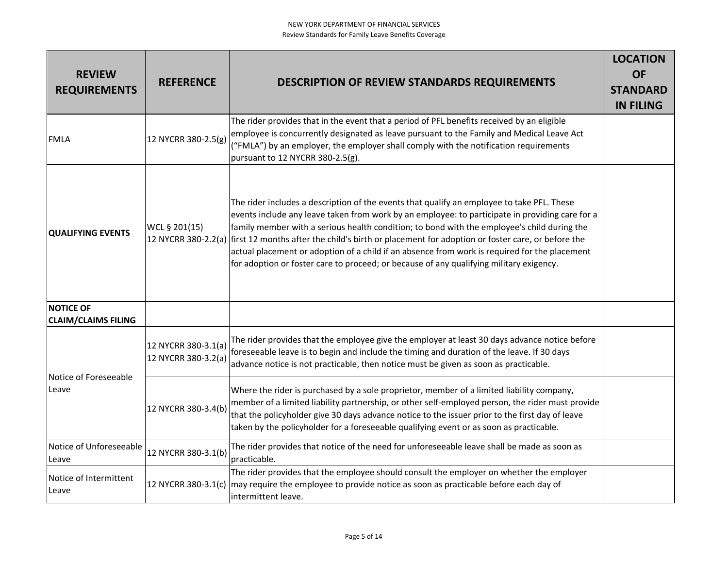| REVIEW REQUIREMENTS | REFERENCE | DESCRIPTION OF REVIEW STANDARDS REQUIREMENTS | LOCATION OF STANDARD IN FILING |
|---|---|---|---|
| FMLA | 12 NYCRR 380-2.5(g) | The rider provides that in the event that a period of PFL benefits received by an eligible employee is concurrently designated as leave pursuant to the Family and Medical Leave Act ("FMLA") by an employer, the employer shall comply with the notification requirements pursuant to 12 NYCRR 380-2.5(g). | |
| **QUALIFYING EVENTS** | WCL § 201(15)<br>12 NYCRR 380-2.2(a) | The rider includes a description of the events that qualify an employee to take PFL. These events include any leave taken from work by an employee: to participate in providing care for a family member with a serious health condition; to bond with the employee's child during the first 12 months after the child's birth or placement for adoption or foster care, or before the actual placement or adoption of a child if an absence from work is required for the placement for adoption or foster care to proceed; or because of any qualifying military exigency. | |
| **NOTICE OF CLAIM/CLAIMS FILING** | | | |
| Notice of Foreseeable Leave | 12 NYCRR 380-3.1(a)<br>12 NYCRR 380-3.2(a) | The rider provides that the employee give the employer at least 30 days advance notice before foreseeable leave is to begin and include the timing and duration of the leave. If 30 days advance notice is not practicable, then notice must be given as soon as practicable. | |
| | 12 NYCRR 380-3.4(b) | Where the rider is purchased by a sole proprietor, member of a limited liability company, member of a limited liability partnership, or other self-employed person, the rider must provide that the policyholder give 30 days advance notice to the issuer prior to the first day of leave taken by the policyholder for a foreseeable qualifying event or as soon as practicable. | |
| Notice of Unforeseeable Leave | 12 NYCRR 380-3.1(b) | The rider provides that notice of the need for unforeseeable leave shall be made as soon as practicable. | |
| Notice of Intermittent Leave | 12 NYCRR 380-3.1(c) | The rider provides that the employee should consult the employer on whether the employer may require the employee to provide notice as soon as practicable before each day of intermittent leave. | |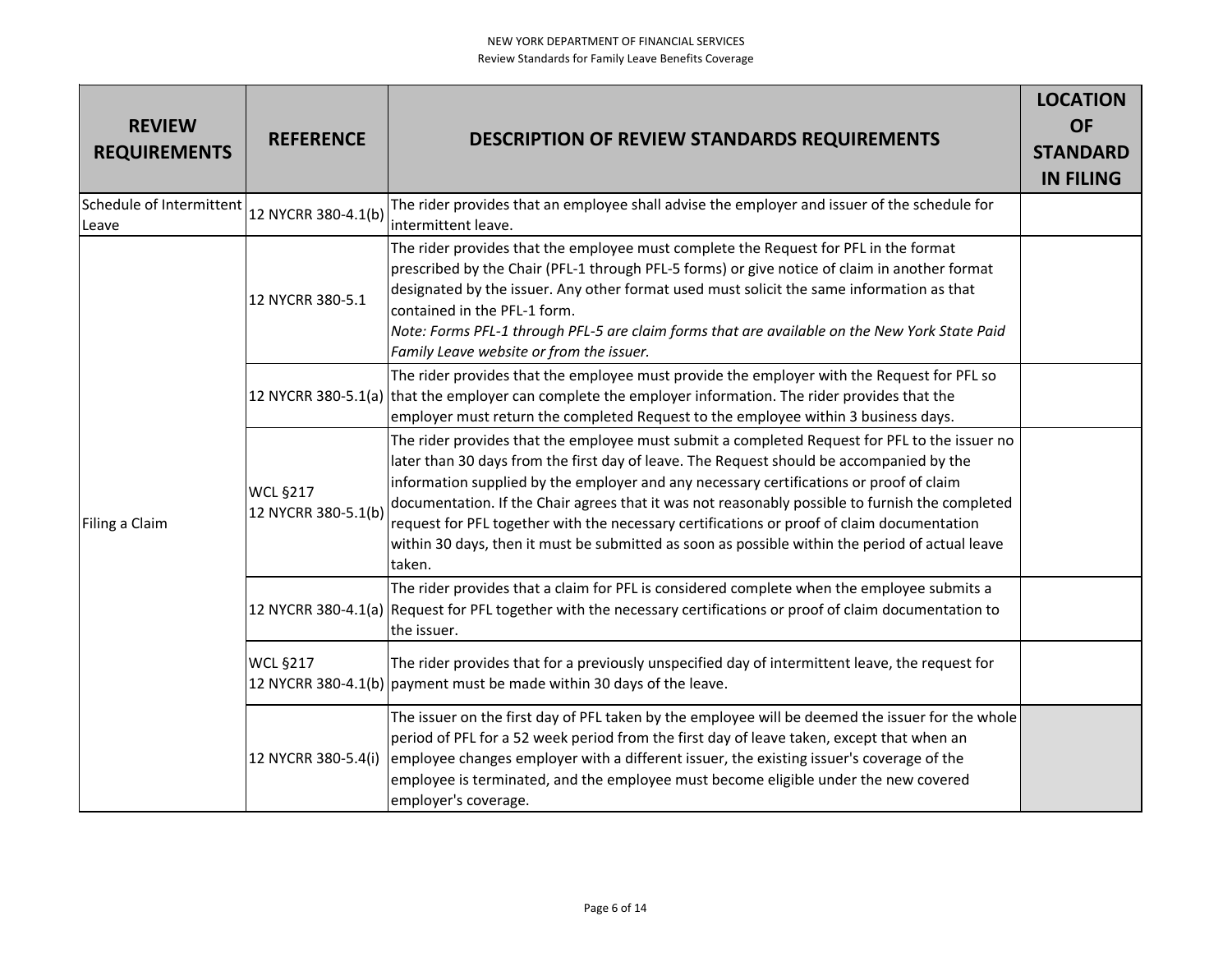| REVIEW REQUIREMENTS | REFERENCE | DESCRIPTION OF REVIEW STANDARDS REQUIREMENTS | LOCATION OF STANDARD IN FILING |
|---|---|---|---|
| Schedule of Intermittent Leave | 12 NYCRR 380-4.1(b) | The rider provides that an employee shall advise the employer and issuer of the schedule for intermittent leave. | |
| Filing a Claim | 12 NYCRR 380-5.1 | The rider provides that the employee must complete the Request for PFL in the format prescribed by the Chair (PFL-1 through PFL-5 forms) or give notice of claim in another format designated by the issuer. Any other format used must solicit the same information as that contained in the PFL-1 form.<br>*Note: Forms PFL-1 through PFL-5 are claim forms that are available on the New York State Paid Family Leave website or from the issuer.* | |
| | 12 NYCRR 380-5.1(a) | The rider provides that the employee must provide the employer with the Request for PFL so that the employer can complete the employer information. The rider provides that the employer must return the completed Request to the employee within 3 business days. | |
| | WCL §217<br>12 NYCRR 380-5.1(b) | The rider provides that the employee must submit a completed Request for PFL to the issuer no later than 30 days from the first day of leave. The Request should be accompanied by the information supplied by the employer and any necessary certifications or proof of claim documentation. If the Chair agrees that it was not reasonably possible to furnish the completed request for PFL together with the necessary certifications or proof of claim documentation within 30 days, then it must be submitted as soon as possible within the period of actual leave taken. | |
| | 12 NYCRR 380-4.1(a) | The rider provides that a claim for PFL is considered complete when the employee submits a Request for PFL together with the necessary certifications or proof of claim documentation to the issuer. | |
| | WCL §217<br>12 NYCRR 380-4.1(b) | The rider provides that for a previously unspecified day of intermittent leave, the request for payment must be made within 30 days of the leave. | |
| | 12 NYCRR 380-5.4(i) | The issuer on the first day of PFL taken by the employee will be deemed the issuer for the whole period of PFL for a 52 week period from the first day of leave taken, except that when an employee changes employer with a different issuer, the existing issuer's coverage of the employee is terminated, and the employee must become eligible under the new covered employer's coverage. | |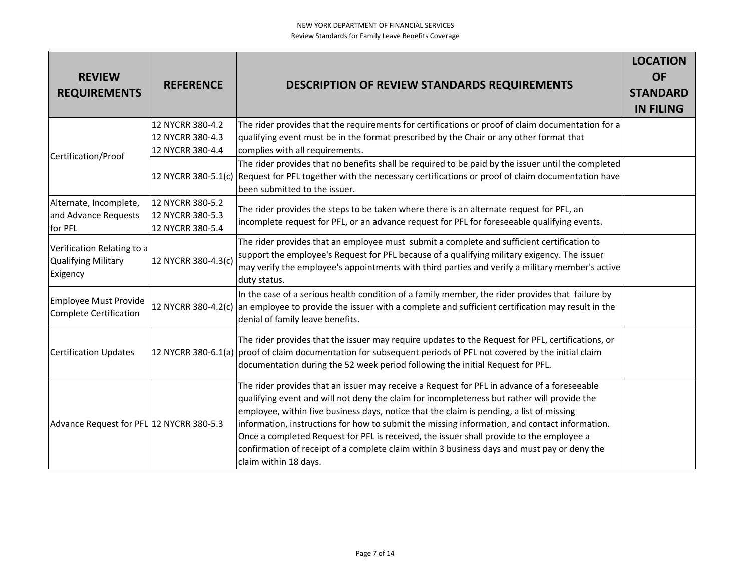| REVIEW REQUIREMENTS | REFERENCE | DESCRIPTION OF REVIEW STANDARDS REQUIREMENTS | LOCATION OF STANDARD IN FILING |
|---|---|---|---|
| Certification/Proof | 12 NYCRR 380-4.2<br>12 NYCRR 380-4.3<br>12 NYCRR 380-4.4 | The rider provides that the requirements for certifications or proof of claim documentation for a qualifying event must be in the format prescribed by the Chair or any other format that complies with all requirements. | |
| | 12 NYCRR 380-5.1(c) | The rider provides that no benefits shall be required to be paid by the issuer until the completed Request for PFL together with the necessary certifications or proof of claim documentation have been submitted to the issuer. | |
| Alternate, Incomplete, and Advance Requests for PFL | 12 NYCRR 380-5.2<br>12 NYCRR 380-5.3<br>12 NYCRR 380-5.4 | The rider provides the steps to be taken where there is an alternate request for PFL, an incomplete request for PFL, or an advance request for PFL for foreseeable qualifying events. | |
| Verification Relating to a Qualifying Military Exigency | 12 NYCRR 380-4.3(c) | The rider provides that an employee must submit a complete and sufficient certification to support the employee's Request for PFL because of a qualifying military exigency. The issuer may verify the employee's appointments with third parties and verify a military member's active duty status. | |
| Employee Must Provide Complete Certification | 12 NYCRR 380-4.2(c) | In the case of a serious health condition of a family member, the rider provides that failure by an employee to provide the issuer with a complete and sufficient certification may result in the denial of family leave benefits. | |
| Certification Updates | 12 NYCRR 380-6.1(a) | The rider provides that the issuer may require updates to the Request for PFL, certifications, or proof of claim documentation for subsequent periods of PFL not covered by the initial claim documentation during the 52 week period following the initial Request for PFL. | |
| Advance Request for PFL | 12 NYCRR 380-5.3 | The rider provides that an issuer may receive a Request for PFL in advance of a foreseeable qualifying event and will not deny the claim for incompleteness but rather will provide the employee, within five business days, notice that the claim is pending, a list of missing information, instructions for how to submit the missing information, and contact information. Once a completed Request for PFL is received, the issuer shall provide to the employee a confirmation of receipt of a complete claim within 3 business days and must pay or deny the claim within 18 days. | |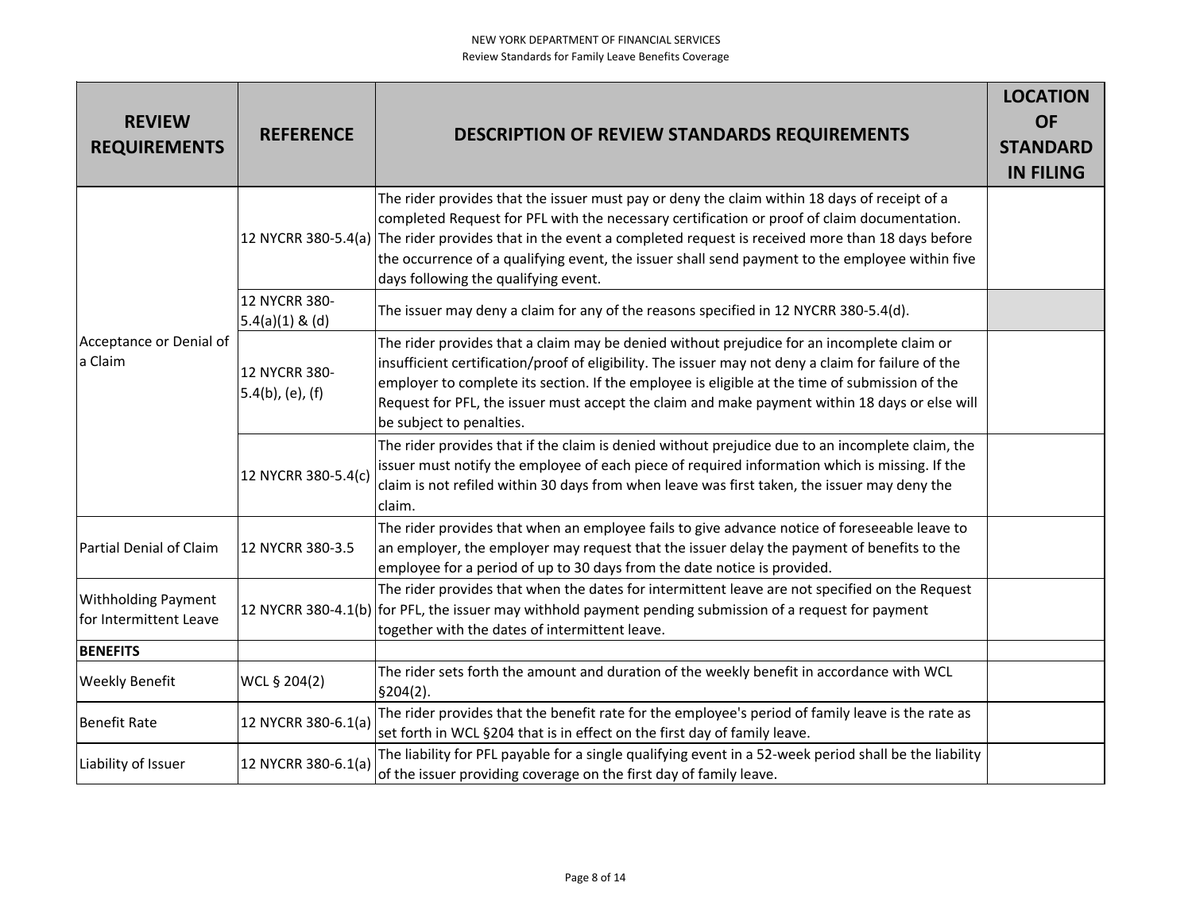| REVIEW REQUIREMENTS | REFERENCE | DESCRIPTION OF REVIEW STANDARDS REQUIREMENTS | LOCATION OF STANDARD IN FILING |
|---|---|---|---|
| Acceptance or Denial of a Claim | 12 NYCRR 380-5.4(a) | The rider provides that the issuer must pay or deny the claim within 18 days of receipt of a completed Request for PFL with the necessary certification or proof of claim documentation. The rider provides that in the event a completed request is received more than 18 days before the occurrence of a qualifying event, the issuer shall send payment to the employee within five days following the qualifying event. | |
| | 12 NYCRR 380-5.4(a)(1) & (d) | The issuer may deny a claim for any of the reasons specified in 12 NYCRR 380-5.4(d). | |
| | 12 NYCRR 380-5.4(b), (e), (f) | The rider provides that a claim may be denied without prejudice for an incomplete claim or insufficient certification/proof of eligibility. The issuer may not deny a claim for failure of the employer to complete its section. If the employee is eligible at the time of submission of the Request for PFL, the issuer must accept the claim and make payment within 18 days or else will be subject to penalties. | |
| | 12 NYCRR 380-5.4(c) | The rider provides that if the claim is denied without prejudice due to an incomplete claim, the issuer must notify the employee of each piece of required information which is missing. If the claim is not refiled within 30 days from when leave was first taken, the issuer may deny the claim. | |
| Partial Denial of Claim | 12 NYCRR 380-3.5 | The rider provides that when an employee fails to give advance notice of foreseeable leave to an employer, the employer may request that the issuer delay the payment of benefits to the employee for a period of up to 30 days from the date notice is provided. | |
| Withholding Payment for Intermittent Leave | 12 NYCRR 380-4.1(b) | The rider provides that when the dates for intermittent leave are not specified on the Request for PFL, the issuer may withhold payment pending submission of a request for payment together with the dates of intermittent leave. | |
| **BENEFITS** | | | |
| Weekly Benefit | WCL § 204(2) | The rider sets forth the amount and duration of the weekly benefit in accordance with WCL §204(2). | |
| Benefit Rate | 12 NYCRR 380-6.1(a) | The rider provides that the benefit rate for the employee's period of family leave is the rate as set forth in WCL §204 that is in effect on the first day of family leave. | |
| Liability of Issuer | 12 NYCRR 380-6.1(a) | The liability for PFL payable for a single qualifying event in a 52-week period shall be the liability of the issuer providing coverage on the first day of family leave. | |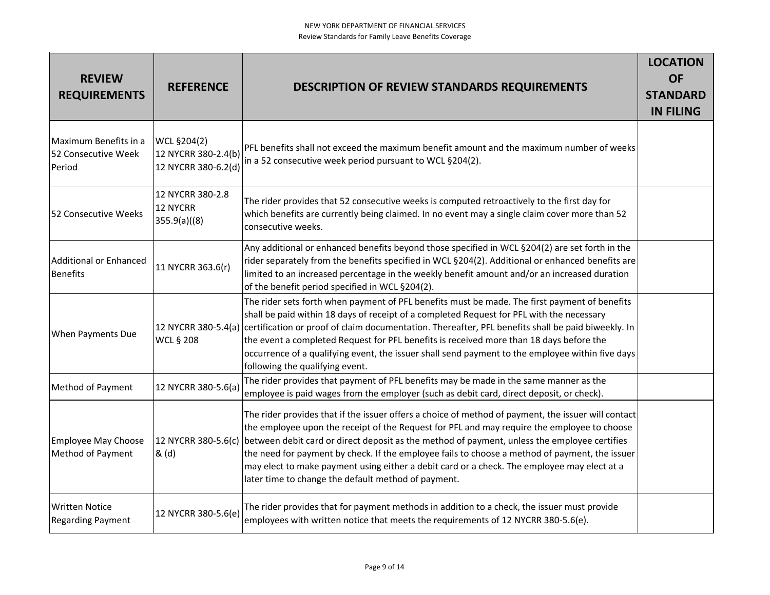| REVIEW REQUIREMENTS | REFERENCE | DESCRIPTION OF REVIEW STANDARDS REQUIREMENTS | LOCATION OF STANDARD IN FILING |
|---|---|---|---|
| Maximum Benefits in a 52 Consecutive Week Period | WCL §204(2) 12 NYCRR 380-2.4(b) 12 NYCRR 380-6.2(d) | PFL benefits shall not exceed the maximum benefit amount and the maximum number of weeks in a 52 consecutive week period pursuant to WCL §204(2). | |
| 52 Consecutive Weeks | 12 NYCRR 380-2.8 12 NYCRR 355.9(a)((8) | The rider provides that 52 consecutive weeks is computed retroactively to the first day for which benefits are currently being claimed. In no event may a single claim cover more than 52 consecutive weeks. | |
| Additional or Enhanced Benefits | 11 NYCRR 363.6(r) | Any additional or enhanced benefits beyond those specified in WCL §204(2) are set forth in the rider separately from the benefits specified in WCL §204(2). Additional or enhanced benefits are limited to an increased percentage in the weekly benefit amount and/or an increased duration of the benefit period specified in WCL §204(2). | |
| When Payments Due | 12 NYCRR 380-5.4(a) WCL § 208 | The rider sets forth when payment of PFL benefits must be made. The first payment of benefits shall be paid within 18 days of receipt of a completed Request for PFL with the necessary certification or proof of claim documentation. Thereafter, PFL benefits shall be paid biweekly. In the event a completed Request for PFL benefits is received more than 18 days before the occurrence of a qualifying event, the issuer shall send payment to the employee within five days following the qualifying event. | |
| Method of Payment | 12 NYCRR 380-5.6(a) | The rider provides that payment of PFL benefits may be made in the same manner as the employee is paid wages from the employer (such as debit card, direct deposit, or check). | |
| Employee May Choose Method of Payment | 12 NYCRR 380-5.6(c) & (d) | The rider provides that if the issuer offers a choice of method of payment, the issuer will contact the employee upon the receipt of the Request for PFL and may require the employee to choose between debit card or direct deposit as the method of payment, unless the employee certifies the need for payment by check. If the employee fails to choose a method of payment, the issuer may elect to make payment using either a debit card or a check. The employee may elect at a later time to change the default method of payment. | |
| Written Notice Regarding Payment | 12 NYCRR 380-5.6(e) | The rider provides that for payment methods in addition to a check, the issuer must provide employees with written notice that meets the requirements of 12 NYCRR 380-5.6(e). | |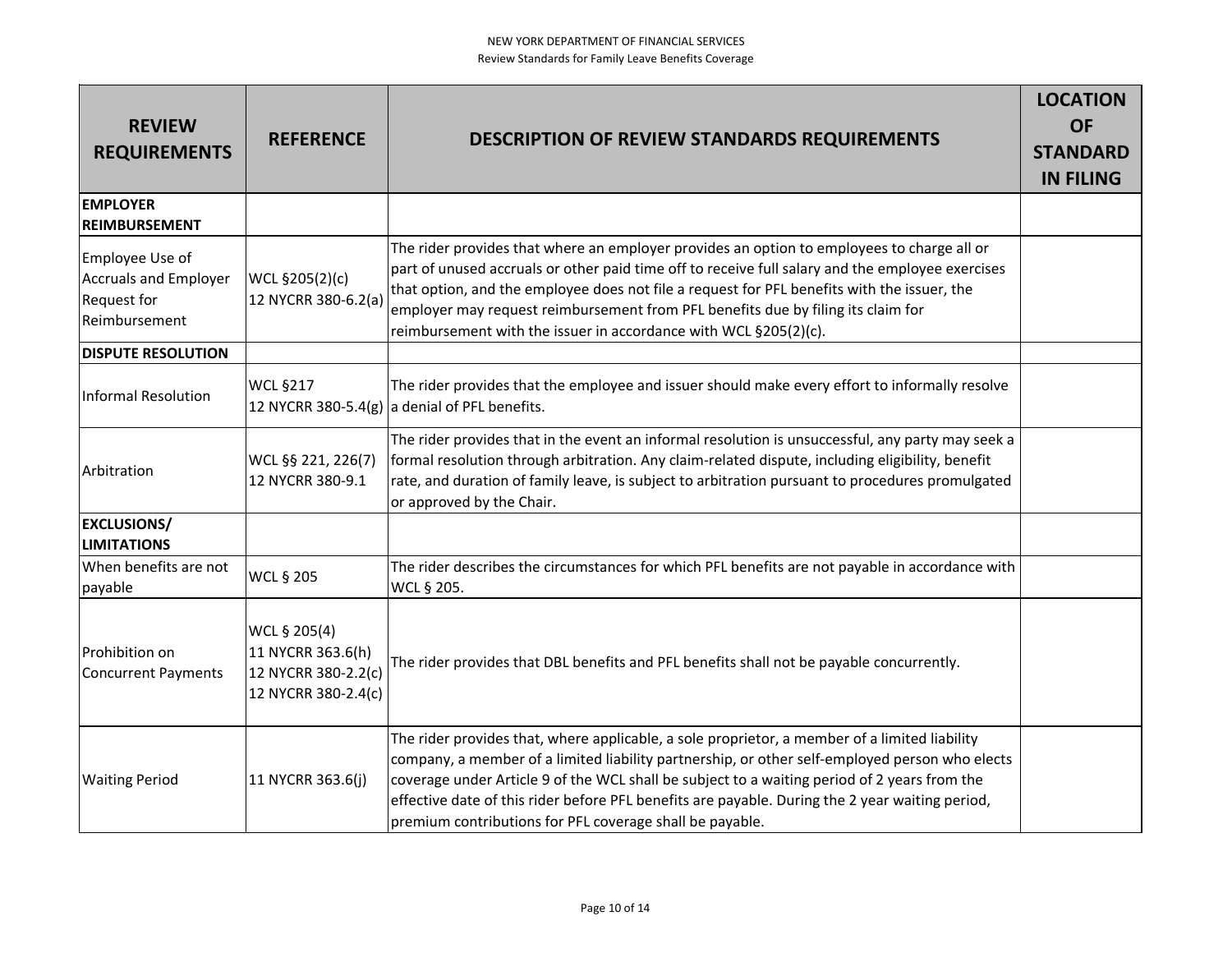| REVIEW REQUIREMENTS | REFERENCE | DESCRIPTION OF REVIEW STANDARDS REQUIREMENTS | LOCATION OF STANDARD IN FILING |
|---|---|---|---|
| **EMPLOYER REIMBURSEMENT** | | | |
| Employee Use of Accruals and Employer Request for Reimbursement | WCL §205(2)(c) 12 NYCRR 380-6.2(a) | The rider provides that where an employer provides an option to employees to charge all or part of unused accruals or other paid time off to receive full salary and the employee exercises that option, and the employee does not file a request for PFL benefits with the issuer, the employer may request reimbursement from PFL benefits due by filing its claim for reimbursement with the issuer in accordance with WCL §205(2)(c). | |
| **DISPUTE RESOLUTION** | | | |
| Informal Resolution | WCL §217 12 NYCRR 380-5.4(g) | The rider provides that the employee and issuer should make every effort to informally resolve a denial of PFL benefits. | |
| Arbitration | WCL §§ 221, 226(7) 12 NYCRR 380-9.1 | The rider provides that in the event an informal resolution is unsuccessful, any party may seek a formal resolution through arbitration. Any claim-related dispute, including eligibility, benefit rate, and duration of family leave, is subject to arbitration pursuant to procedures promulgated or approved by the Chair. | |
| **EXCLUSIONS/ LIMITATIONS** | | | |
| When benefits are not payable | WCL § 205 | The rider describes the circumstances for which PFL benefits are not payable in accordance with WCL § 205. | |
| Prohibition on Concurrent Payments | WCL § 205(4) 11 NYCRR 363.6(h) 12 NYCRR 380-2.2(c) 12 NYCRR 380-2.4(c) | The rider provides that DBL benefits and PFL benefits shall not be payable concurrently. | |
| Waiting Period | 11 NYCRR 363.6(j) | The rider provides that, where applicable, a sole proprietor, a member of a limited liability company, a member of a limited liability partnership, or other self-employed person who elects coverage under Article 9 of the WCL shall be subject to a waiting period of 2 years from the effective date of this rider before PFL benefits are payable. During the 2 year waiting period, premium contributions for PFL coverage shall be payable. | |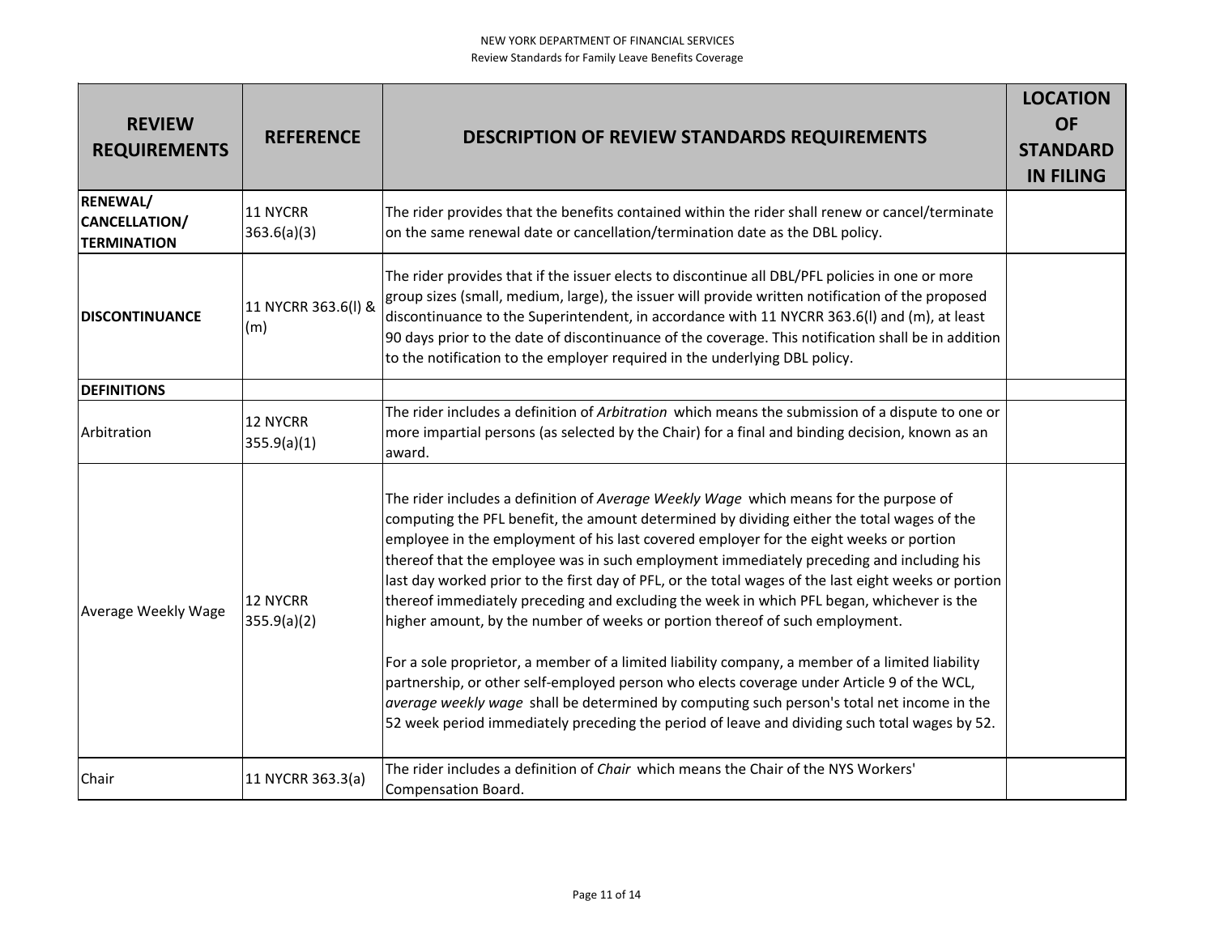| REVIEW REQUIREMENTS | REFERENCE | DESCRIPTION OF REVIEW STANDARDS REQUIREMENTS | LOCATION OF STANDARD IN FILING |
|---|---|---|---|
| **RENEWAL/ CANCELLATION/ TERMINATION** | 11 NYCRR 363.6(a)(3) | The rider provides that the benefits contained within the rider shall renew or cancel/terminate on the same renewal date or cancellation/termination date as the DBL policy. | |
| **DISCONTINUANCE** | 11 NYCRR 363.6(l) & (m) | The rider provides that if the issuer elects to discontinue all DBL/PFL policies in one or more group sizes (small, medium, large), the issuer will provide written notification of the proposed discontinuance to the Superintendent, in accordance with 11 NYCRR 363.6(l) and (m), at least 90 days prior to the date of discontinuance of the coverage. This notification shall be in addition to the notification to the employer required in the underlying DBL policy. | |
| **DEFINITIONS** | | | |
| Arbitration | 12 NYCRR 355.9(a)(1) | The rider includes a definition of *Arbitration* which means the submission of a dispute to one or more impartial persons (as selected by the Chair) for a final and binding decision, known as an award. | |
| Average Weekly Wage | 12 NYCRR 355.9(a)(2) | The rider includes a definition of *Average Weekly Wage* which means for the purpose of computing the PFL benefit, the amount determined by dividing either the total wages of the employee in the employment of his last covered employer for the eight weeks or portion thereof that the employee was in such employment immediately preceding and including his last day worked prior to the first day of PFL, or the total wages of the last eight weeks or portion thereof immediately preceding and excluding the week in which PFL began, whichever is the higher amount, by the number of weeks or portion thereof of such employment.<br><br>For a sole proprietor, a member of a limited liability company, a member of a limited liability partnership, or other self-employed person who elects coverage under Article 9 of the WCL, *average weekly wage* shall be determined by computing such person's total net income in the 52 week period immediately preceding the period of leave and dividing such total wages by 52. | |
| Chair | 11 NYCRR 363.3(a) | The rider includes a definition of *Chair* which means the Chair of the NYS Workers' Compensation Board. | |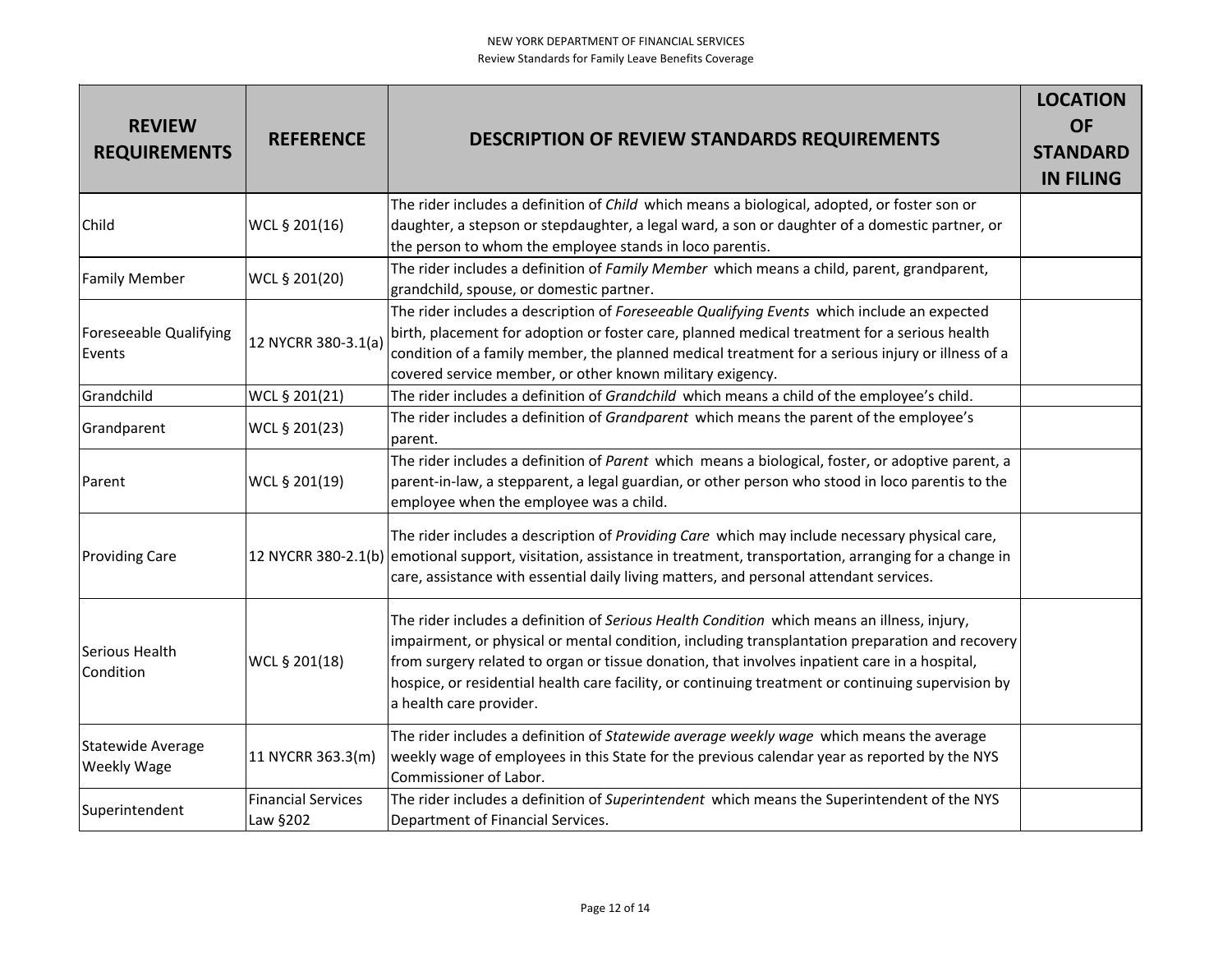| REVIEW REQUIREMENTS | REFERENCE | DESCRIPTION OF REVIEW STANDARDS REQUIREMENTS | LOCATION OF STANDARD IN FILING |
|---|---|---|---|
| Child | WCL § 201(16) | The rider includes a definition of *Child* which means a biological, adopted, or foster son or daughter, a stepson or stepdaughter, a legal ward, a son or daughter of a domestic partner, or the person to whom the employee stands in loco parentis. | |
| Family Member | WCL § 201(20) | The rider includes a definition of *Family Member* which means a child, parent, grandparent, grandchild, spouse, or domestic partner. | |
| Foreseeable Qualifying Events | 12 NYCRR 380-3.1(a) | The rider includes a description of *Foreseeable Qualifying Events* which include an expected birth, placement for adoption or foster care, planned medical treatment for a serious health condition of a family member, the planned medical treatment for a serious injury or illness of a covered service member, or other known military exigency. | |
| Grandchild | WCL § 201(21) | The rider includes a definition of *Grandchild* which means a child of the employee's child. | |
| Grandparent | WCL § 201(23) | The rider includes a definition of *Grandparent* which means the parent of the employee's parent. | |
| Parent | WCL § 201(19) | The rider includes a definition of *Parent* which means a biological, foster, or adoptive parent, a parent-in-law, a stepparent, a legal guardian, or other person who stood in loco parentis to the employee when the employee was a child. | |
| Providing Care | 12 NYCRR 380-2.1(b) | The rider includes a description of *Providing Care* which may include necessary physical care, emotional support, visitation, assistance in treatment, transportation, arranging for a change in care, assistance with essential daily living matters, and personal attendant services. | |
| Serious Health Condition | WCL § 201(18) | The rider includes a definition of *Serious Health Condition* which means an illness, injury, impairment, or physical or mental condition, including transplantation preparation and recovery from surgery related to organ or tissue donation, that involves inpatient care in a hospital, hospice, or residential health care facility, or continuing treatment or continuing supervision by a health care provider. | |
| Statewide Average Weekly Wage | 11 NYCRR 363.3(m) | The rider includes a definition of *Statewide average weekly wage* which means the average weekly wage of employees in this State for the previous calendar year as reported by the NYS Commissioner of Labor. | |
| Superintendent | Financial Services Law §202 | The rider includes a definition of *Superintendent* which means the Superintendent of the NYS Department of Financial Services. | |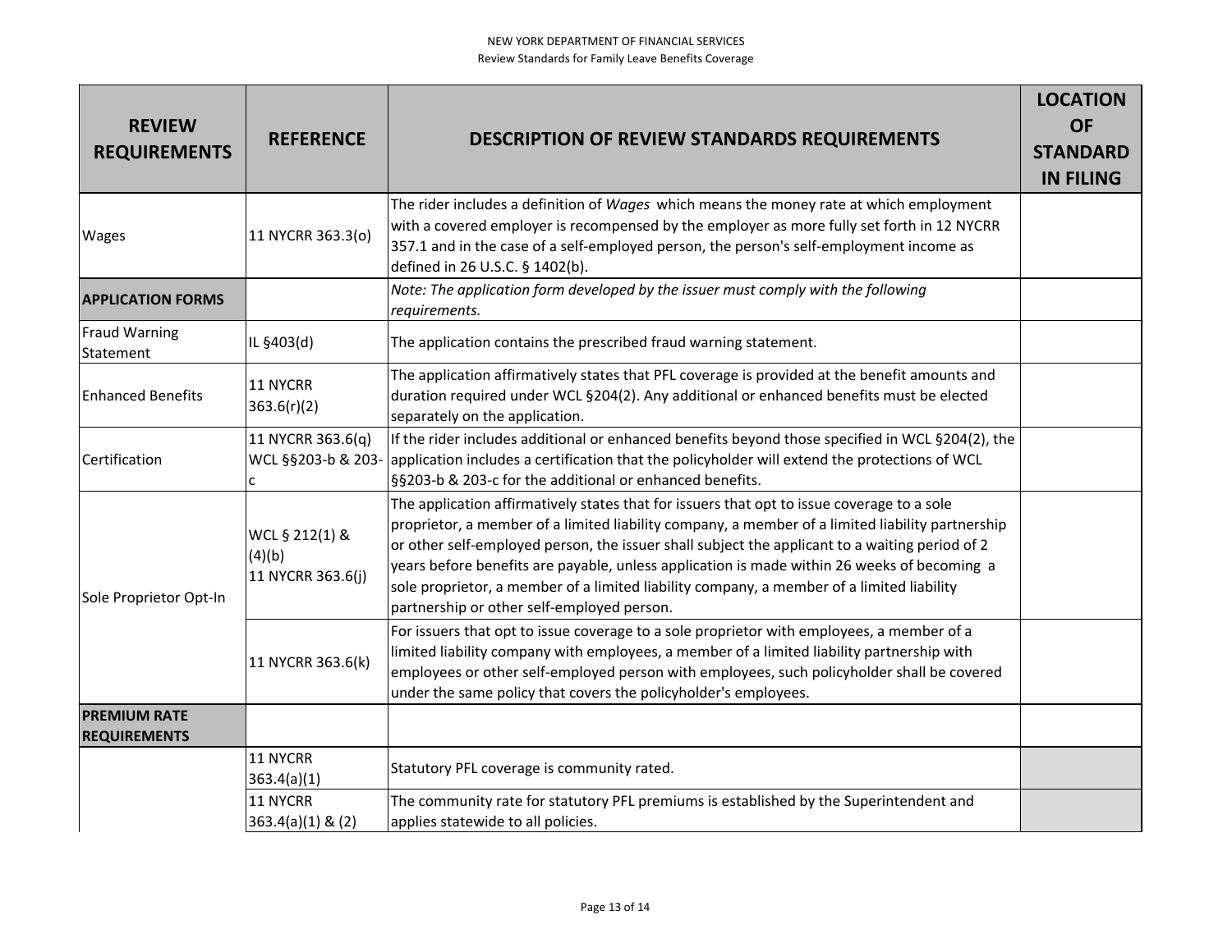| REVIEW REQUIREMENTS | REFERENCE | DESCRIPTION OF REVIEW STANDARDS REQUIREMENTS | LOCATION OF STANDARD IN FILING |
|---|---|---|---|
| Wages | 11 NYCRR 363.3(o) | The rider includes a definition of *Wages* which means the money rate at which employment with a covered employer is recompensed by the employer as more fully set forth in 12 NYCRR 357.1 and in the case of a self-employed person, the person's self-employment income as defined in 26 U.S.C. § 1402(b). | |
| **APPLICATION FORMS** | | *Note: The application form developed by the issuer must comply with the following requirements.* | |
| Fraud Warning Statement | IL §403(d) | The application contains the prescribed fraud warning statement. | |
| Enhanced Benefits | 11 NYCRR 363.6(r)(2) | The application affirmatively states that PFL coverage is provided at the benefit amounts and duration required under WCL §204(2). Any additional or enhanced benefits must be elected separately on the application. | |
| Certification | 11 NYCRR 363.6(q) WCL §§203-b & 203-c | If the rider includes additional or enhanced benefits beyond those specified in WCL §204(2), the application includes a certification that the policyholder will extend the protections of WCL §§203-b & 203-c for the additional or enhanced benefits. | |
| Sole Proprietor Opt-In | WCL § 212(1) & (4)(b) 11 NYCRR 363.6(j) | The application affirmatively states that for issuers that opt to issue coverage to a sole proprietor, a member of a limited liability company, a member of a limited liability partnership or other self-employed person, the issuer shall subject the applicant to a waiting period of 2 years before benefits are payable, unless application is made within 26 weeks of becoming a sole proprietor, a member of a limited liability company, a member of a limited liability partnership or other self-employed person. | |
| | 11 NYCRR 363.6(k) | For issuers that opt to issue coverage to a sole proprietor with employees, a member of a limited liability company with employees, a member of a limited liability partnership with employees or other self-employed person with employees, such policyholder shall be covered under the same policy that covers the policyholder's employees. | |
| **PREMIUM RATE REQUIREMENTS** | | | |
| | 11 NYCRR 363.4(a)(1) | Statutory PFL coverage is community rated. | |
| | 11 NYCRR 363.4(a)(1) & (2) | The community rate for statutory PFL premiums is established by the Superintendent and applies statewide to all policies. | |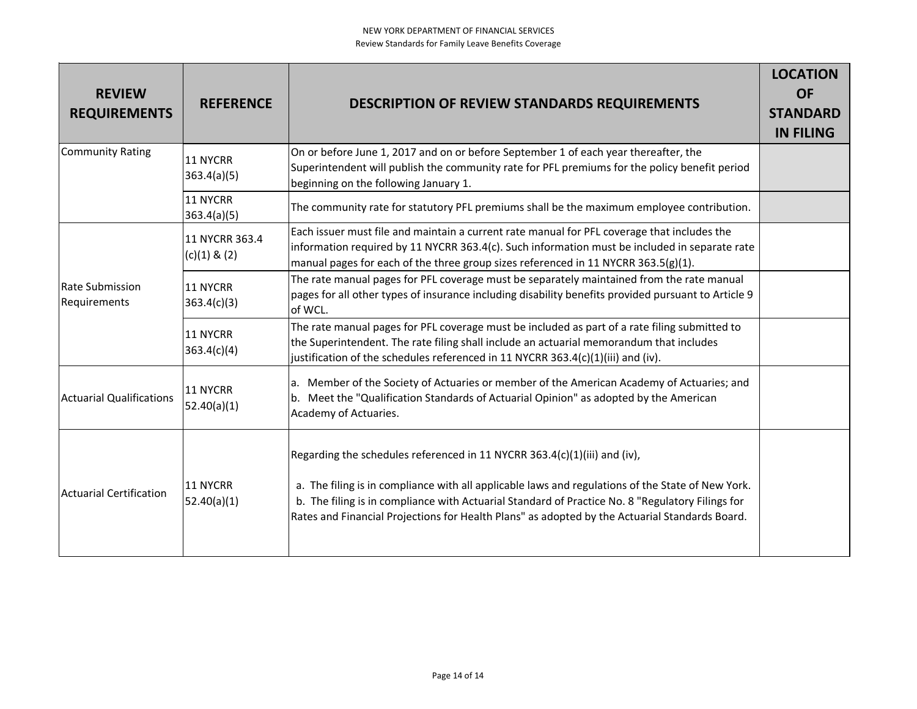| REVIEW REQUIREMENTS | REFERENCE | DESCRIPTION OF REVIEW STANDARDS REQUIREMENTS | LOCATION OF STANDARD IN FILING |
|---|---|---|---|
| Community Rating | 11 NYCRR 363.4(a)(5) | On or before June 1, 2017 and on or before September 1 of each year thereafter, the Superintendent will publish the community rate for PFL premiums for the policy benefit period beginning on the following January 1. | |
| | 11 NYCRR 363.4(a)(5) | The community rate for statutory PFL premiums shall be the maximum employee contribution. | |
| Rate Submission Requirements | 11 NYCRR 363.4 (c)(1) & (2) | Each issuer must file and maintain a current rate manual for PFL coverage that includes the information required by 11 NYCRR 363.4(c). Such information must be included in separate rate manual pages for each of the three group sizes referenced in 11 NYCRR 363.5(g)(1). | |
| | 11 NYCRR 363.4(c)(3) | The rate manual pages for PFL coverage must be separately maintained from the rate manual pages for all other types of insurance including disability benefits provided pursuant to Article 9 of WCL. | |
| | 11 NYCRR 363.4(c)(4) | The rate manual pages for PFL coverage must be included as part of a rate filing submitted to the Superintendent. The rate filing shall include an actuarial memorandum that includes justification of the schedules referenced in 11 NYCRR 363.4(c)(1)(iii) and (iv). | |
| Actuarial Qualifications | 11 NYCRR 52.40(a)(1) | a. Member of the Society of Actuaries or member of the American Academy of Actuaries; and<br>b. Meet the "Qualification Standards of Actuarial Opinion" as adopted by the American Academy of Actuaries. | |
| Actuarial Certification | 11 NYCRR 52.40(a)(1) | Regarding the schedules referenced in 11 NYCRR 363.4(c)(1)(iii) and (iv),<br><br>a. The filing is in compliance with all applicable laws and regulations of the State of New York.<br>b. The filing is in compliance with Actuarial Standard of Practice No. 8 "Regulatory Filings for Rates and Financial Projections for Health Plans" as adopted by the Actuarial Standards Board. | |